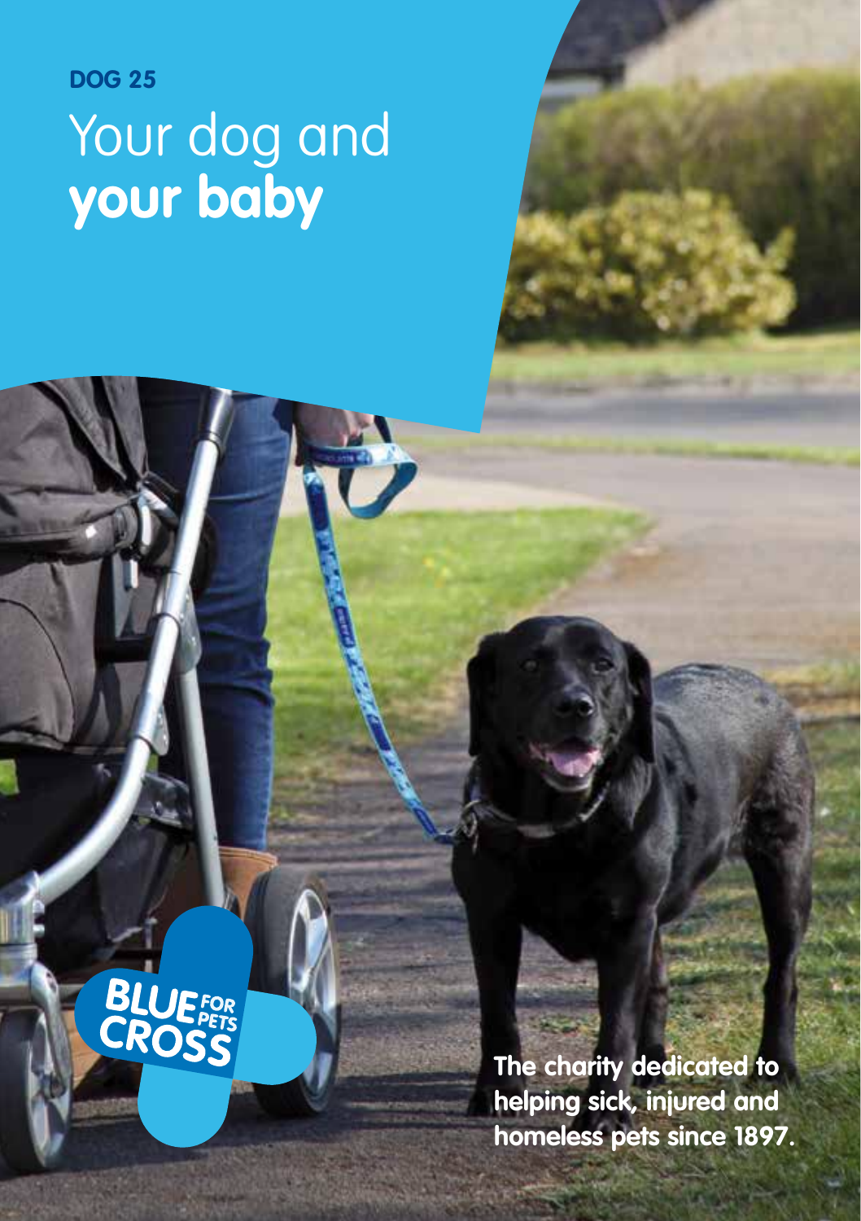**DOG 25**

# Your dog and **your baby**

BLUE CROSS FOR PETS

**The charity dedicated to helping sick, injured and homeless pets since 1897.**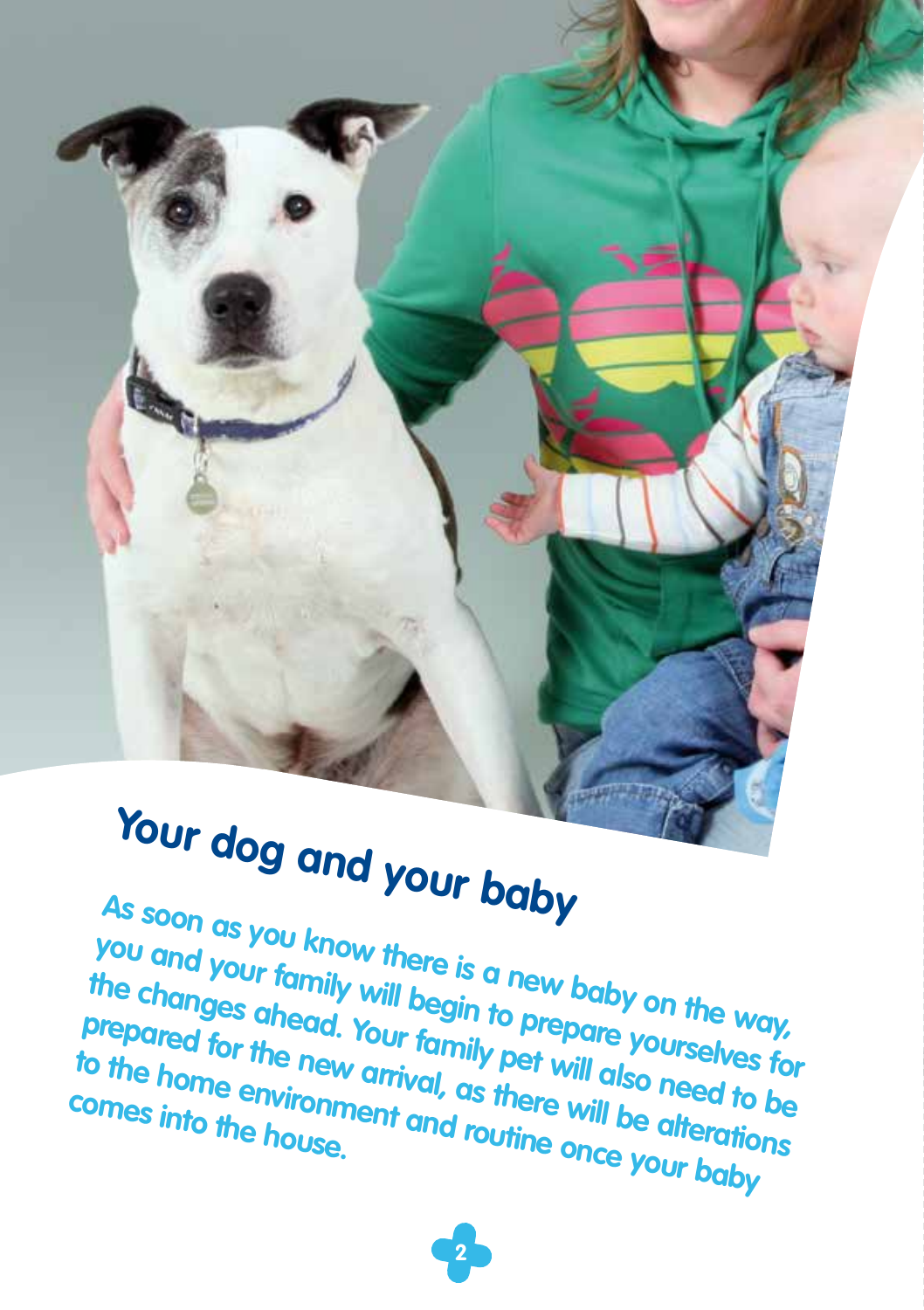# Your dog and your baby

**As soon as you know there is a new baby on the way, you and your family will begin to prepare yourselves for the changes ahead. Your family pet will also need to be prepared for the new arrival, as there will be alterations to the home environment and routine once your baby comes into the house.**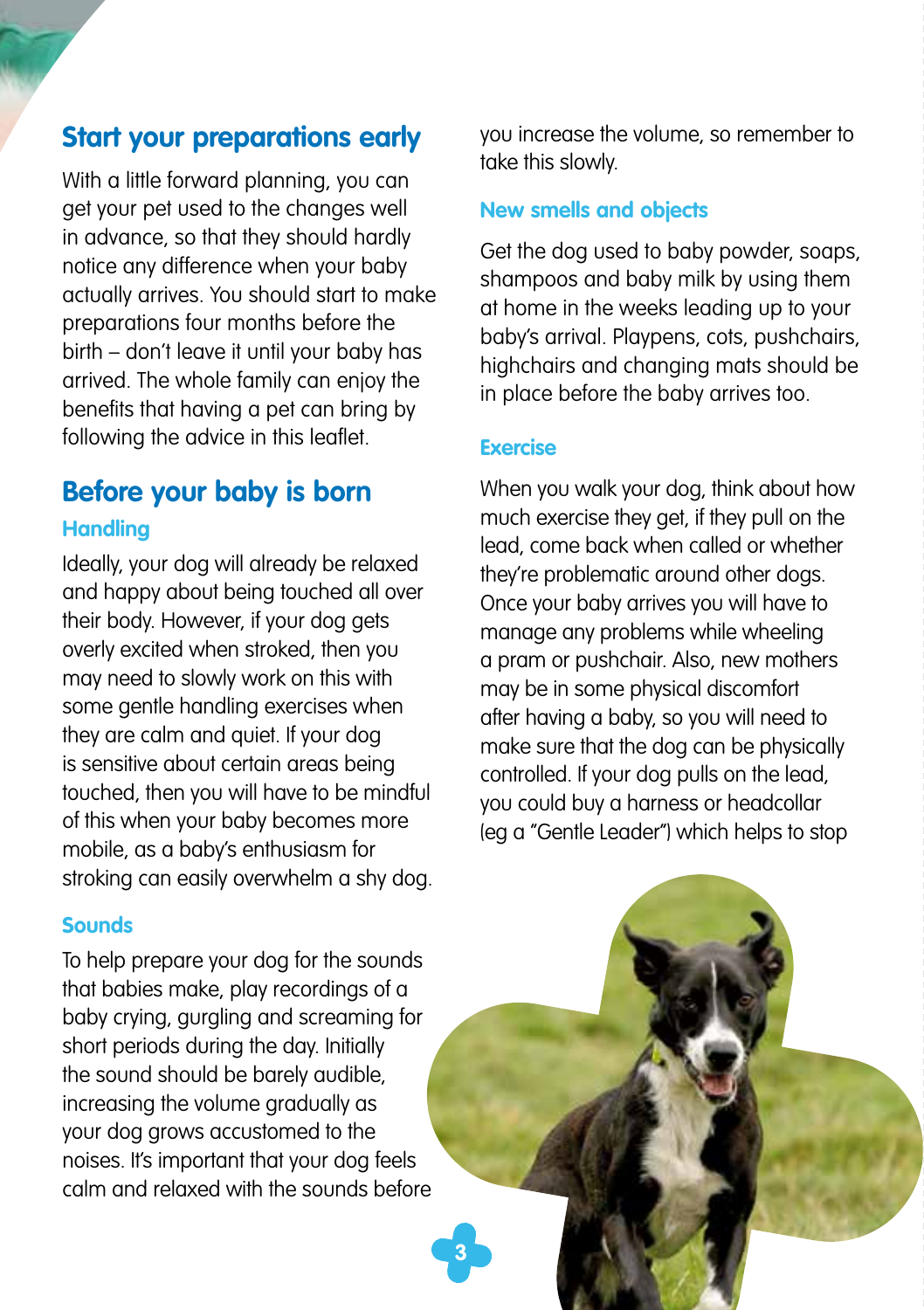## Start your preparations early

With a little forward planning, you can get your pet used to the changes well in advance, so that they should hardly notice any difference when your baby actually arrives. You should start to make preparations four months before the birth – don't leave it until your baby has arrived. The whole family can enjoy the benefits that having a pet can bring by following the advice in this leaflet.

## Before your baby is born

### Handling

Ideally, your dog will already be relaxed and happy about being touched all over their body. However, if your dog gets overly excited when stroked, then you may need to slowly work on this with some gentle handling exercises when they are calm and quiet. If your dog is sensitive about certain areas being touched, then you will have to be mindful of this when your baby becomes more mobile, as a baby's enthusiasm for stroking can easily overwhelm a shy dog.

### Sounds

To help prepare your dog for the sounds that babies make, play recordings of a baby crying, gurgling and screaming for short periods during the day. Initially the sound should be barely audible, increasing the volume gradually as your dog grows accustomed to the noises. It's important that your dog feels calm and relaxed with the sounds before you increase the volume, so remember to take this slowly.

### New smells and objects

Get the dog used to baby powder, soaps, shampoos and baby milk by using them at home in the weeks leading up to your baby's arrival. Playpens, cots, pushchairs, highchairs and changing mats should be in place before the baby arrives too.

### Exercise

When you walk your dog, think about how much exercise they get, if they pull on the lead, come back when called or whether they're problematic around other dogs. Once your baby arrives you will have to manage any problems while wheeling a pram or pushchair. Also, new mothers may be in some physical discomfort after having a baby, so you will need to make sure that the dog can be physically controlled. If your dog pulls on the lead, you could buy a harness or headcollar (eg a "Gentle Leader") which helps to stop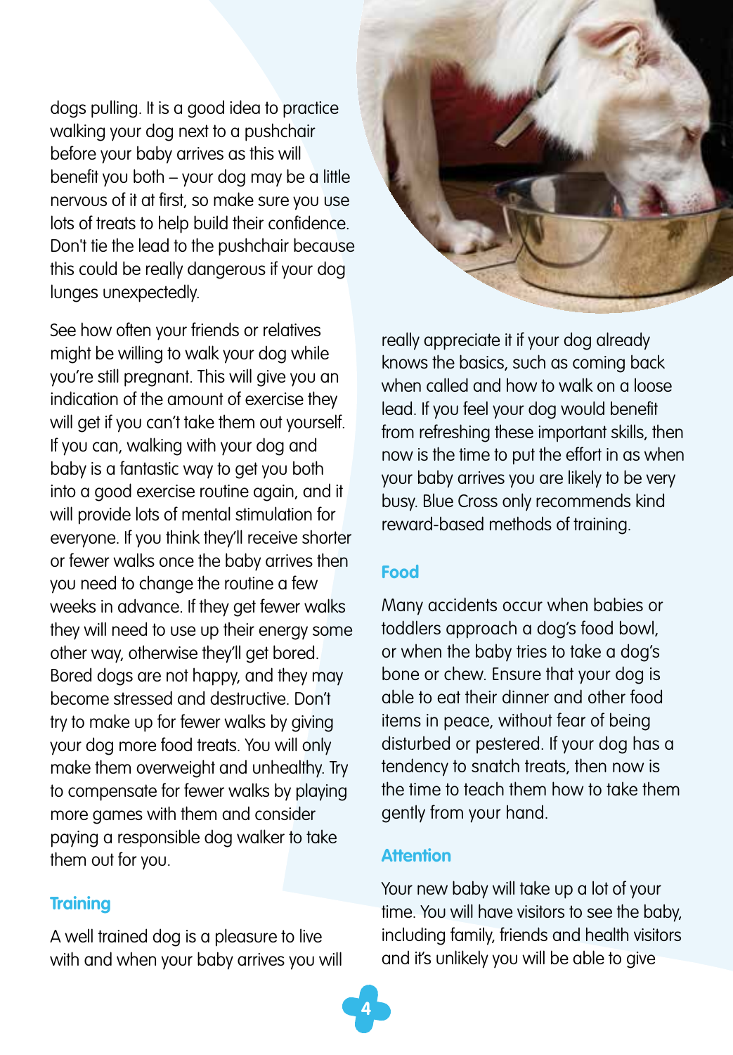dogs pulling. It is a good idea to practice walking your dog next to a pushchair before your baby arrives as this will benefit you both – your dog may be a little nervous of it at first, so make sure you use lots of treats to help build their confidence. Don't tie the lead to the pushchair because this could be really dangerous if your dog lunges unexpectedly.

See how often your friends or relatives might be willing to walk your dog while you're still pregnant. This will give you an indication of the amount of exercise they will get if you can't take them out yourself. If you can, walking with your dog and baby is a fantastic way to get you both into a good exercise routine again, and it will provide lots of mental stimulation for everyone. If you think they'll receive shorter or fewer walks once the baby arrives then you need to change the routine a few weeks in advance. If they get fewer walks they will need to use up their energy some other way, otherwise they'll get bored. Bored dogs are not happy, and they may become stressed and destructive. Don't try to make up for fewer walks by giving your dog more food treats. You will only make them overweight and unhealthy. Try to compensate for fewer walks by playing more games with them and consider paying a responsible dog walker to take them out for you.

## Training

A well trained dog is a pleasure to live with and when your baby arrives you will really appreciate it if your dog already knows the basics, such as coming back when called and how to walk on a loose lead. If you feel your dog would benefit from refreshing these important skills, then now is the time to put the effort in as when your baby arrives you are likely to be very busy. Blue Cross only recommends kind reward-based methods of training.

## Food

Many accidents occur when babies or toddlers approach a dog's food bowl, or when the baby tries to take a dog's bone or chew. Ensure that your dog is able to eat their dinner and other food items in peace, without fear of being disturbed or pestered. If your dog has a tendency to snatch treats, then now is the time to teach them how to take them gently from your hand.

## Attention

Your new baby will take up a lot of your time. You will have visitors to see the baby, including family, friends and health visitors and it's unlikely you will be able to give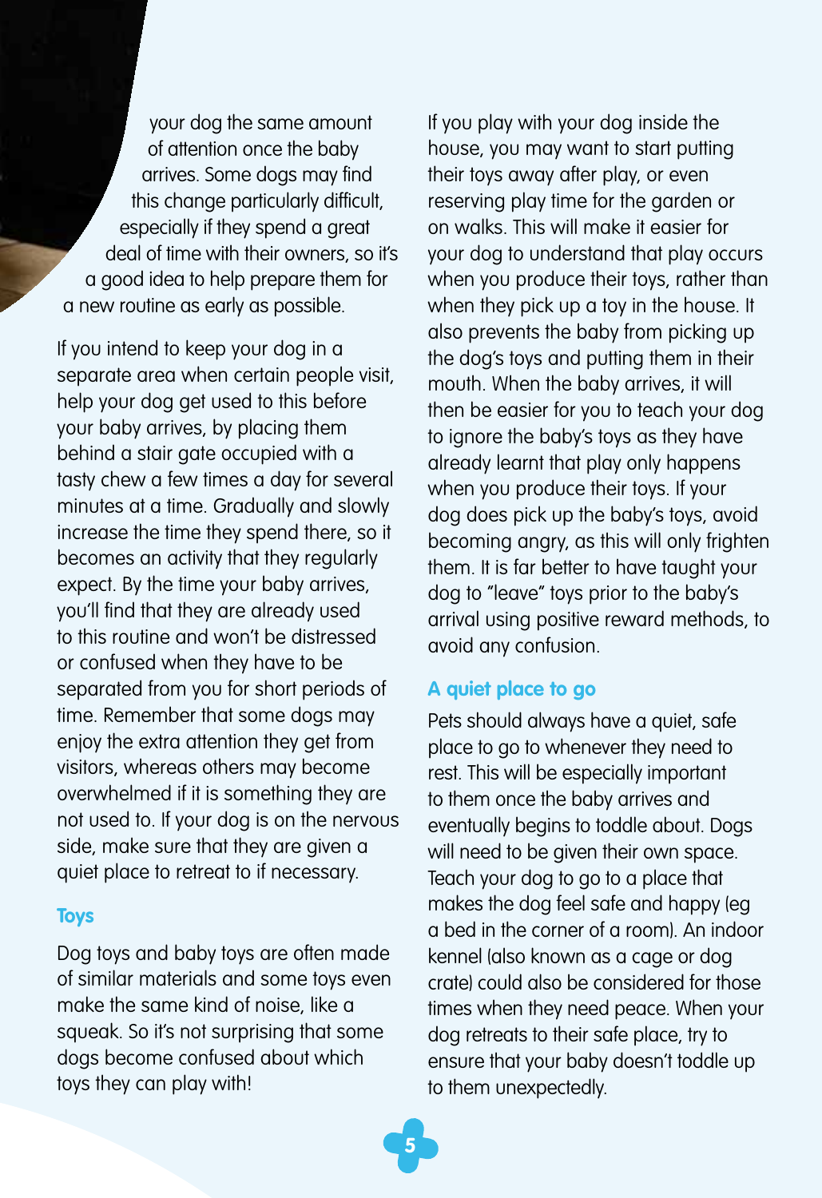your dog the same amount of attention once the baby arrives. Some dogs may find this change particularly difficult, especially if they spend a great deal of time with their owners, so it's a good idea to help prepare them for a new routine as early as possible.

If you intend to keep your dog in a separate area when certain people visit, help your dog get used to this before your baby arrives, by placing them behind a stair gate occupied with a tasty chew a few times a day for several minutes at a time. Gradually and slowly increase the time they spend there, so it becomes an activity that they regularly expect. By the time your baby arrives, you'll find that they are already used to this routine and won't be distressed or confused when they have to be separated from you for short periods of time. Remember that some dogs may enjoy the extra attention they get from visitors, whereas others may become overwhelmed if it is something they are not used to. If your dog is on the nervous side, make sure that they are given a quiet place to retreat to if necessary.

### Toys

Dog toys and baby toys are often made of similar materials and some toys even make the same kind of noise, like a squeak. So it's not surprising that some dogs become confused about which toys they can play with!

If you play with your dog inside the house, you may want to start putting their toys away after play, or even reserving play time for the garden or on walks. This will make it easier for your dog to understand that play occurs when you produce their toys, rather than when they pick up a toy in the house. It also prevents the baby from picking up the dog's toys and putting them in their mouth. When the baby arrives, it will then be easier for you to teach your dog to ignore the baby's toys as they have already learnt that play only happens when you produce their toys. If your dog does pick up the baby's toys, avoid becoming angry, as this will only frighten them. It is far better to have taught your dog to "leave" toys prior to the baby's arrival using positive reward methods, to avoid any confusion.

### A quiet place to go

Pets should always have a quiet, safe place to go to whenever they need to rest. This will be especially important to them once the baby arrives and eventually begins to toddle about. Dogs will need to be given their own space. Teach your dog to go to a place that makes the dog feel safe and happy (eg a bed in the corner of a room). An indoor kennel (also known as a cage or dog crate) could also be considered for those times when they need peace. When your dog retreats to their safe place, try to ensure that your baby doesn't toddle up to them unexpectedly.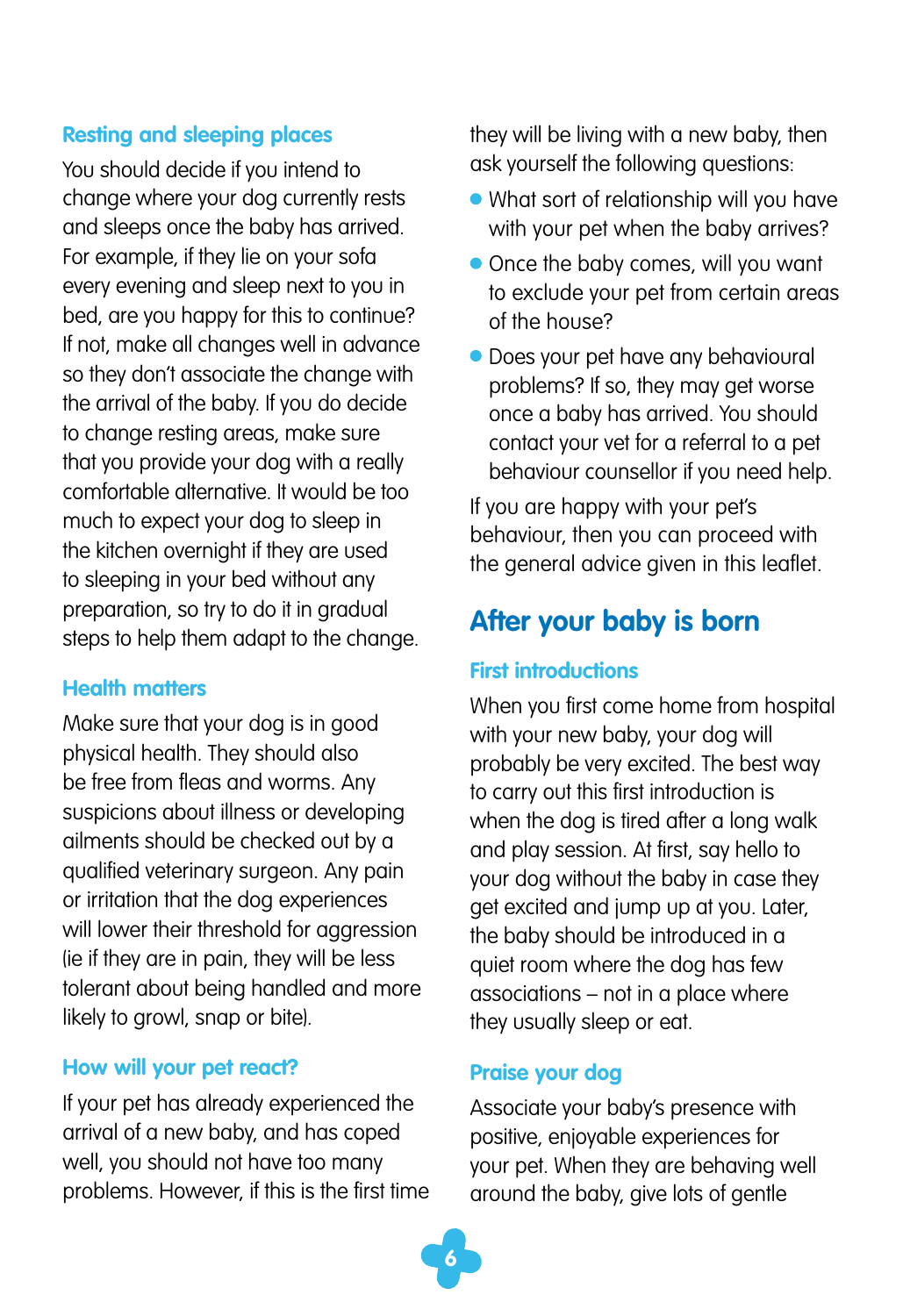### Resting and sleeping places

You should decide if you intend to change where your dog currently rests and sleeps once the baby has arrived. For example, if they lie on your sofa every evening and sleep next to you in bed, are you happy for this to continue? If not, make all changes well in advance so they don't associate the change with the arrival of the baby. If you do decide to change resting areas, make sure that you provide your dog with a really comfortable alternative. It would be too much to expect your dog to sleep in the kitchen overnight if they are used to sleeping in your bed without any preparation, so try to do it in gradual steps to help them adapt to the change.

### Health matters

Make sure that your dog is in good physical health. They should also be free from fleas and worms. Any suspicions about illness or developing ailments should be checked out by a qualified veterinary surgeon. Any pain or irritation that the dog experiences will lower their threshold for aggression (ie if they are in pain, they will be less tolerant about being handled and more likely to growl, snap or bite).

### How will your pet react?

If your pet has already experienced the arrival of a new baby, and has coped well, you should not have too many problems. However, if this is the first time they will be living with a new baby, then ask yourself the following questions:

- What sort of relationship will you have with your pet when the baby arrives?
- Once the baby comes, will you want to exclude your pet from certain areas of the house?
- Does your pet have any behavioural problems? If so, they may get worse once a baby has arrived. You should contact your vet for a referral to a pet behaviour counsellor if you need help.

If you are happy with your pet's behaviour, then you can proceed with the general advice given in this leaflet.

## After your baby is born

### First introductions

When you first come home from hospital with your new baby, your dog will probably be very excited. The best way to carry out this first introduction is when the dog is tired after a long walk and play session. At first, say hello to your dog without the baby in case they get excited and jump up at you. Later, the baby should be introduced in a quiet room where the dog has few associations – not in a place where they usually sleep or eat.

### Praise your dog

Associate your baby's presence with positive, enjoyable experiences for your pet. When they are behaving well around the baby, give lots of gentle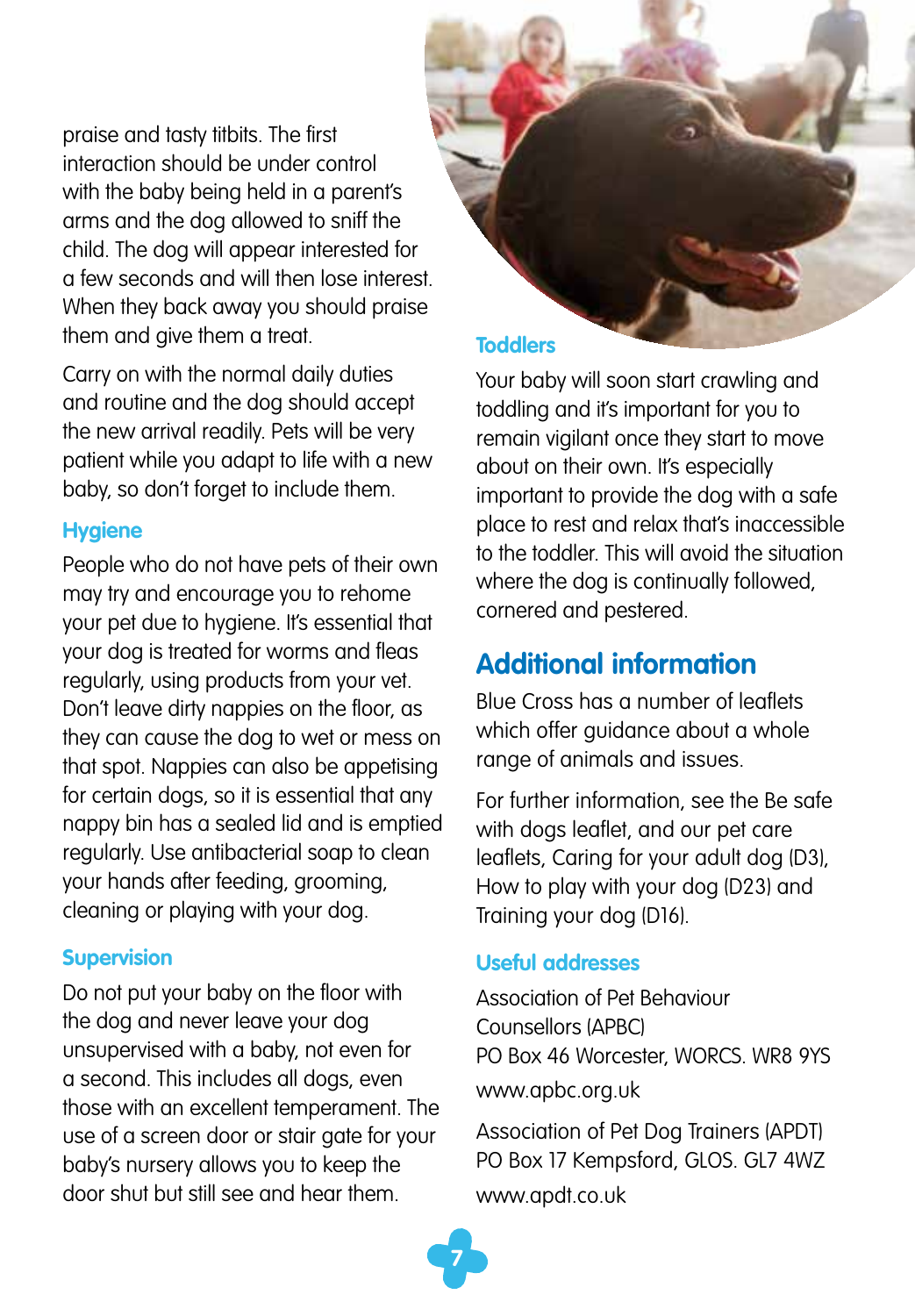praise and tasty titbits. The first interaction should be under control with the baby being held in a parent's arms and the dog allowed to sniff the child. The dog will appear interested for a few seconds and will then lose interest. When they back away you should praise them and give them a treat.

Carry on with the normal daily duties and routine and the dog should accept the new arrival readily. Pets will be very patient while you adapt to life with a new baby, so don't forget to include them.

### Hygiene

People who do not have pets of their own may try and encourage you to rehome your pet due to hygiene. It's essential that your dog is treated for worms and fleas regularly, using products from your vet. Don't leave dirty nappies on the floor, as they can cause the dog to wet or mess on that spot. Nappies can also be appetising for certain dogs, so it is essential that any nappy bin has a sealed lid and is emptied regularly. Use antibacterial soap to clean your hands after feeding, grooming, cleaning or playing with your dog.

### Supervision

Do not put your baby on the floor with the dog and never leave your dog unsupervised with a baby, not even for a second. This includes all dogs, even those with an excellent temperament. The use of a screen door or stair gate for your baby's nursery allows you to keep the door shut but still see and hear them.

### Toddlers

Your baby will soon start crawling and toddling and it's important for you to remain vigilant once they start to move about on their own. It's especially important to provide the dog with a safe place to rest and relax that's inaccessible to the toddler. This will avoid the situation where the dog is continually followed, cornered and pestered.

## Additional information

Blue Cross has a number of leaflets which offer guidance about a whole range of animals and issues.

For further information, see the Be safe with dogs leaflet, and our pet care leaflets, Caring for your adult dog (D3), How to play with your dog (D23) and Training your dog (D16).

### Useful addresses

Association of Pet Behaviour Counsellors (APBC)
PO Box 46 Worcester, WORCS. WR8 9YS
www.apbc.org.uk

Association of Pet Dog Trainers (APDT)
PO Box 17 Kempsford, GLOS. GL7 4WZ
www.apdt.co.uk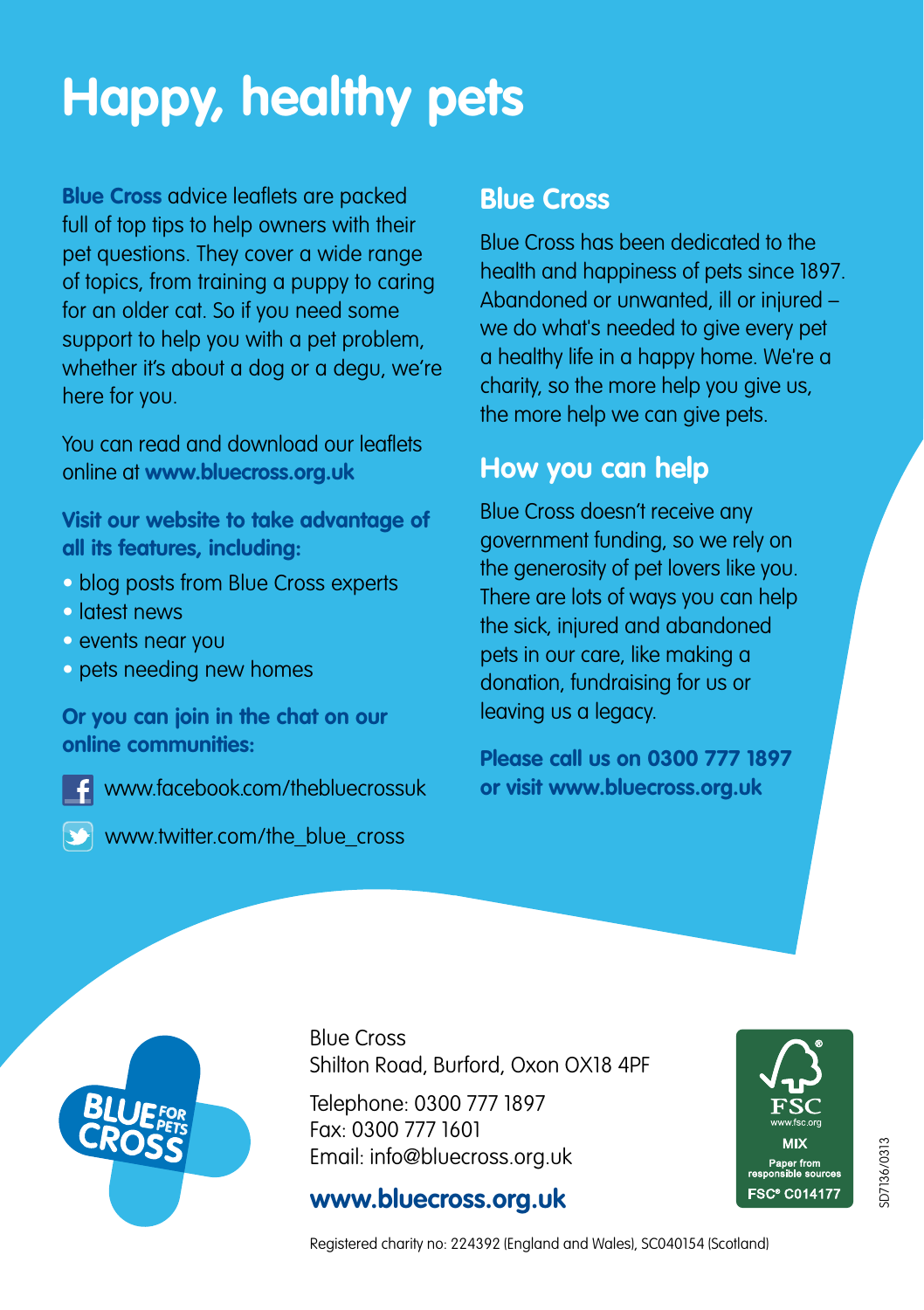# Happy, healthy pets

**Blue Cross** advice leaflets are packed full of top tips to help owners with their pet questions. They cover a wide range of topics, from training a puppy to caring for an older cat. So if you need some support to help you with a pet problem, whether it's about a dog or a degu, we're here for you.

You can read and download our leaflets online at **www.bluecross.org.uk**

**Visit our website to take advantage of all its features, including:**

- blog posts from Blue Cross experts
- latest news
- events near you
- pets needing new homes

**Or you can join in the chat on our online communities:**

www.facebook.com/thebluecrossuk

www.twitter.com/the_blue_cross

## Blue Cross

Blue Cross has been dedicated to the health and happiness of pets since 1897. Abandoned or unwanted, ill or injured – we do what's needed to give every pet a healthy life in a happy home. We're a charity, so the more help you give us, the more help we can give pets.

## How you can help

Blue Cross doesn't receive any government funding, so we rely on the generosity of pet lovers like you. There are lots of ways you can help the sick, injured and abandoned pets in our care, like making a donation, fundraising for us or leaving us a legacy.

**Please call us on 0300 777 1897 or visit www.bluecross.org.uk**

BLUE CROSS FOR PETS

Blue Cross
Shilton Road, Burford, Oxon OX18 4PF

Telephone: 0300 777 1897
Fax: 0300 777 1601
Email: info@bluecross.org.uk

**www.bluecross.org.uk**

FSC www.fsc.org MIX Paper from responsible sources FSC® C014177

SD7136/0313

Registered charity no: 224392 (England and Wales), SC040154 (Scotland)